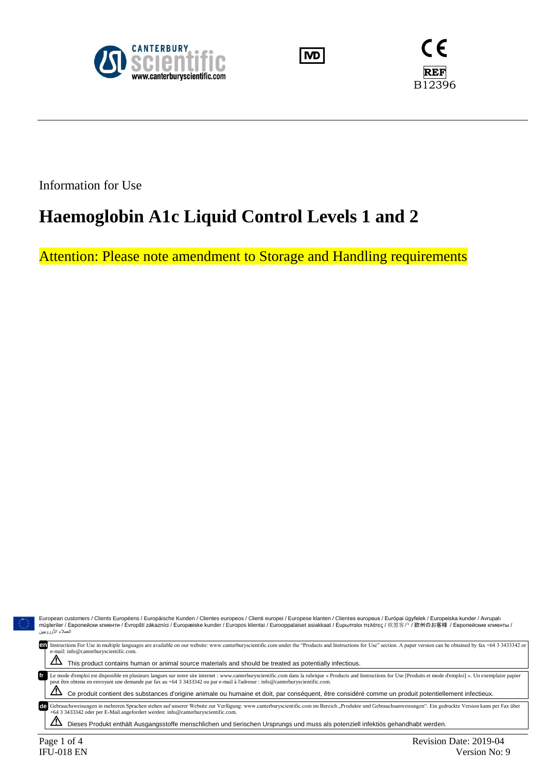CANTERBURY scientific
www.canterburyscientific.com

IVD

CE

REF B12396

Information for Use

# Haemoglobin A1c Liquid Control Levels 1 and 2

Attention: Please note amendment to Storage and Handling requirements

European customers / Clients Européens / Europäische Kunden / Clientes europeos / Clienti europei / Europese klanten / Clientes europeus / Európai ügyfelek / Europeiska kunder / Avrupalı müşteriler / Европейски клиенти / Evropští zákazníci / Europæiske kunder / Europos klientai / Eurooppalaiset asiakkaat / Ευρωπαίοι πελάτες / 欧盟客户 / 欧州のお客様 / Европейские клиенты / العملاء الأوروبيين

**en** Instructions For Use in multiple languages are available on our website: www.canterburyscientific.com under the "Products and Instructions for Use" section. A paper version can be obtained by fax +64 3 3433342 or e-mail: info@canterburyscientific.com.

⚠ This product contains human or animal source materials and should be treated as potentially infectious.

**fr** Le mode d'emploi est disponible en plusieurs langues sur notre site internet : www.canterburyscientific.com dans la rubrique « Products and Instructions for Use [Produits et mode d'emploi] ». Un exemplaire papier peut être obtenu en envoyant une demande par fax au +64 3 3433342 ou par e-mail à l'adresse : info@canterburyscientific.com.

⚠ Ce produit contient des substances d'origine animale ou humaine et doit, par conséquent, être considéré comme un produit potentiellement infectieux.

**de** Gebrauchsweisungen in mehreren Sprachen stehen auf unserer Website zur Verfügung: www.canterburyscientific.com im Bereich „Produkte und Gebrauchsanweisungen". Ein gedruckte Version kann per Fax über +64 3 3433342 oder per E-Mail angefordert werden: info@canterburyscientific.com.

⚠ Dieses Produkt enthält Ausgangsstoffe menschlichen und tierischen Ursprungs und muss als potenziell infektiös gehandhabt werden.

IFU-018 EN

Revision Date: 2019-04
Version No: 9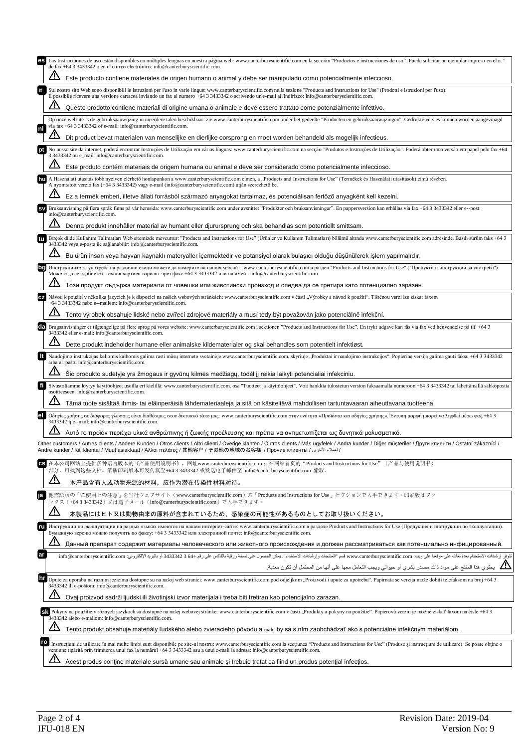**es** Las Instrucciones de uso están disponibles en múltiples lenguas en nuestra página web: www.canterburyscientific.com en la sección "Productos e instrucciones de uso". Puede solicitar un ejemplar impreso en el n. º de fax +64 3 3433342 o en el correo electrónico: info@canterburyscientific.com.

⚠ Este producto contiene materiales de origen humano o animal y debe ser manipulado como potencialmente infeccioso.

**it** Sul nostro sito Web sono disponibili le istruzioni per l'uso in varie lingue: www.canterburyscientific.com nella sezione "Products and Instructions for Use" (Prodotti e istruzioni per l'uso). È possibile ricevere una versione cartacea inviando un fax al numero +64 3 3433342 o scrivendo un'e-mail all'indirizzo: info@canterburyscientific.com.

⚠ Questo prodotto contiene materiali di origine umana o animale e deve essere trattato come potenzialmente infettivo.

**nl** Op onze website is de gebruiksaanwijzing in meerdere talen beschikbaar: zie www.canterburyscientific.com onder het gedeelte "Producten en gebruiksaanwijzingen". Gedrukte versies kunnen worden aangevraagd via fax +64 3 3433342 of e-mail: info@canterburyscientific.com.

⚠ Dit product bevat materialen van menselijke en dierlijke oorsprong en moet worden behandeld als mogelijk infectieus.

**pt** No nosso site da internet, poderá encontrar Instruções de Utilização em várias línguas: www.canterburyscientific.com na secção "Produtos e Instruções de Utilização". Poderá obter uma versão em papel pelo fax +64 3 3433342 ou e_mail: info@canterburyscientific.com.

⚠ Este produto contém materiais de origem humana ou animal e deve ser considerado como potencialmente infeccioso.

**hu** A Használati utasítás több nyelven elérhető honlapunkon a www.canterburyscientific.com címen, a „Products and Instructions for Use" (Termékek és Használati utasítások) című részben. A nyomtatott verzió fax (+64 3 3433342) vagy e-mail (info@canterburyscientific.com) útján szerezhető be.

⚠ Ez a termék emberi, illetve állati forrásból származó anyagokat tartalmaz, és potenciálisan fertőző anyagként kell kezelni.

**sv** Bruksanvisning på flera språk finns på vår hemsida: www.canterburyscientific.com under avsnittet "Produkter och bruksanvisningar". En pappersversion kan erhållas via fax +64 3 3433342 eller e--post: info@canterburyscientific.com.

⚠ Denna produkt innehåller material av humant eller djurursprung och ska behandlas som potentiellt smittsam.

**tu** Birçok dilde Kullanım Talimatları Web sitemizde mevcuttur: "Products and Instructions for Use" (Ürünler ve Kullanım Talimatları) bölümü altında www.canterburyscientific.com adresinde. Basılı sürüm faks +64 3 3433342 veya e-posta ile sağlanabilir: info@canterburyscientific.com.

⚠ Bu ürün insan veya hayvan kaynaklı materyaller içermektedir ve potansiyel olarak bulaşıcı olduğu düşünülerek işlem yapılmalıdır.

**bg** Инструкциите за употреба на различни езици можете да намерите на нашия уебсайт: www.canterburyscientific.com в раздел "Products and Instructions for Use" ("Продукти и инструкции за употреба"). Можете да се сдобиете с техния хартиен вариант чрез факс +64 3 3433342 или на имейл: info@canterburyscientific.com.

⚠ Този продукт съдържа материали от човешки или животински произход и следва да се третира като потенциално заразен.

**cz** Návod k použití v několika jazycích je k dispozici na našich webových stránkách: www.canterburyscientific.com v části „Výrobky a návod k použití". Tištěnou verzi lze získat faxem +64 3 3433342 nebo e--mailem: info@canterburyscientific.com.

⚠ Tento výrobek obsahuje lidské nebo zvířecí zdrojové materiály a musí tedy být považován jako potenciálně infekční.

**da** Brugsanvisninger er tilgængelige på flere sprog på vores website: www.canterburyscientific.com i sektionen "Products and Instructions for Use". En trykt udgave kan fås via fax ved henvendelse på tlf. +64 3 3433342 eller e-mail: info@canterburyscientific.com.

⚠ Dette produkt indeholder humane eller animalske kildematerialer og skal behandles som potentielt infektiøst.

**lt** Naudojimo instrukcijas keliomis kalbomis galima rasti mūsų interneto svetainėje www.canterburyscientific.com, skyriuje „Produktai ir naudojimo instrukcijos". Popierinę versiją galima gauti faksu +64 3 3433342 arba el. paštu info@canterburyscientific.com.

⚠ Šio produkto sudėtyje yra žmogaus ir gyvūnų kilmės medžiagų, todėl jį reikia laikyti potencialiai infekciniu.

**fi** Sivustoltamme löytyy käyttöohjeet useilla eri kielillä: www.canterburyscientific.com, osa "Tuotteet ja käyttöohjeet". Voit hankkia tulostetun version faksaamalla numeroon +64 3 3433342 tai lähettämällä sähköpostia osoitteeseen: info@canterburyscientific.com.

⚠ Tämä tuote sisältää ihmis- tai eläinperäisiä lähdemateriaaleja ja sitä on käsiteltävä mahdollisen tartuntavaaran aiheuttavana tuotteena.

**el** Οδηγίες χρήσης σε διάφορες γλώσσες είναι διαθέσιμες στον δικτυακό τόπο μας: www.canterburyscientific.com στην ενότητα «Προϊόντα και οδηγίες χρήσης». Έντυπη μορφή μπορεί να ληφθεί μέσω φαξ +64 3 3433342 ή e--mail: info@canterburyscientific.com.

⚠ Αυτό το προϊόν περιέχει υλικά ανθρώπινης ή ζωικής προέλευσης και πρέπει να αντιμετωπίζεται ως δυνητικά μολυσματικό.

Other customers / Autres clients / Andere Kunden / Otros clients / Altri clienti / Overige klanten / Outros clients / Más ügyfelek / Andra kunder / Diğer müşteriler / Други клиенти / Ostatní zákazníci / Andre kunder / Kiti klientai / Muut asiakkaat / Άλλοι πελάτες / 其他客户 / その他の地域のお客様 / Прочие клиенты / لعملاء الأخرين /

**cs** 在本公司网站上提供多种语言版本的《产品使用说明书》，网址www.canterburyscientific.com，在网站首页的"Products and Instructions for Use"（产品与使用说明书）部分，可找到这些文档。纸质印刷版本可发传真至+64 3 3433342 或发送电子邮件至 info@canterburyscientific.com 索取。

⚠ 本产品含有人或动物来源的材料，应作为潜在传染性材料对待。

**ja** 他言語版の「ご使用上の注意」を当社ウェブサイト（www.canterburyscientific.com）の「Products and Instructions for Use」セクションで入手できます。印刷版はファックス（+64 3 3433342）又は電子メール（info@canterburyscientific.com）で入手できます。

⚠ 本製品にはヒト又は動物由来の原料が含まれているため、感染症の可能性があるものとしてお取り扱いください。

**ru** Инструкции по эксплуатации на разных языках имеются на нашем интернет-сайте: www.canterburyscientific.com в разделе Products and Instructions for Use (Продукция и инструкции по эксплуатации). Бумажную версию можно получить по факсу: +64 3 3433342 или электронной почте: info@canterburyscientific.com.

⚠ Данный препарат содержит материалы человеческого или животного происхождения и должен рассматриваться как потенциально инфицированный.

**ar** تتوفر إرشادات الاستخدام بعدة لغات على موقعنا على ويب: www.canterburyscientific.com قسم "المنتجات وإرشادات الاستخدام". يمكن الحصول على نسخة ورقية بالفاكس على رقم +64 3 3433342 أو بالبريد الإلكتروني: info@canterburyscientific.com.

⚠ يحتوي هذا المنتج على مواد ذات مصدر بشري أو حيواني ويجب التعامل معها على أنها من المحتمل أن تكون معدية.

**hr** Upute za uporabu na raznim jezicima dostupne su na našoj web stranici: www.canterburyscientific.com pod odjeljkom „Proizvodi i upute za upotrebu". Papirnata se verzija može dobiti telefaksom na broj +64 3 3433342 ili e-poštom: info@canterburyscientific.com.

⚠ Ovaj proizvod sadrži ljudski ili životinjski izvor materijala i treba biti tretiran kao potencijalno zarazan.

**sk** Pokyny na použitie v rôznych jazykoch sú dostupné na našej webovej stránke: www.canterburyscientific.com v časti „Produkty a pokyny na použitie". Papierovú verziu je možné získať faxom na čísle +64 3 3433342 alebo e-mailom: info@canterburyscientific.com.

⚠ Tento produkt obsahuje materiály ľudského alebo zvieracieho pôvodu a malo by sa s ním zaobchádzať ako s potenciálne infekčným materiálom.

**ro** Instrucţiuni de utilizare în mai multe limbi sunt disponibile pe site-ul nostru: www.canterburyscientific.com la secţiunea "Products and Instructions for Use" (Produse şi instrucţiuni de utilizare). Se poate obţine o versiune tipărită prin trimiterea unui fax la numărul +64 3 3433342 sau a unui e-mail la adresa: info@canterburyscientific.com.

⚠ Acest produs conţine materiale sursă umane sau animale şi trebuie tratat ca fiind un produs potenţial infecţios.

Revision Date: 2019-04

IFU-018 EN

Version No: 9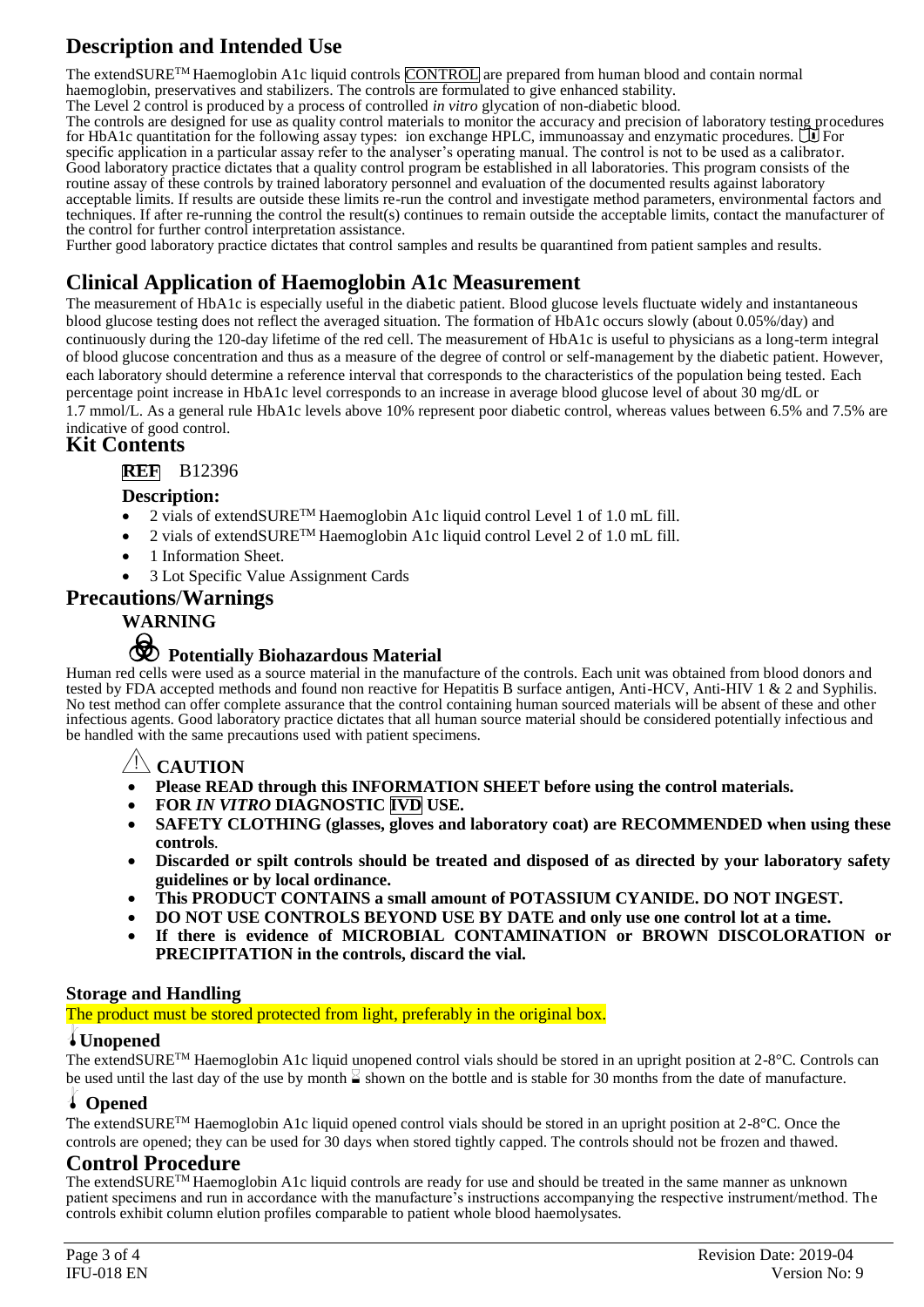## Description and Intended Use

The extendSURE™ Haemoglobin A1c liquid controls CONTROL are prepared from human blood and contain normal haemoglobin, preservatives and stabilizers. The controls are formulated to give enhanced stability.

The Level 2 control is produced by a process of controlled *in vitro* glycation of non-diabetic blood.

The controls are designed for use as quality control materials to monitor the accuracy and precision of laboratory testing procedures for HbA1c quantitation for the following assay types: ion exchange HPLC, immunoassay and enzymatic procedures. For specific application in a particular assay refer to the analyser's operating manual. The control is not to be used as a calibrator.

Good laboratory practice dictates that a quality control program be established in all laboratories. This program consists of the routine assay of these controls by trained laboratory personnel and evaluation of the documented results against laboratory acceptable limits. If results are outside these limits re-run the control and investigate method parameters, environmental factors and techniques. If after re-running the control the result(s) continues to remain outside the acceptable limits, contact the manufacturer of the control for further control interpretation assistance.

Further good laboratory practice dictates that control samples and results be quarantined from patient samples and results.

## Clinical Application of Haemoglobin A1c Measurement

The measurement of HbA1c is especially useful in the diabetic patient. Blood glucose levels fluctuate widely and instantaneous blood glucose testing does not reflect the averaged situation. The formation of HbA1c occurs slowly (about 0.05%/day) and continuously during the 120-day lifetime of the red cell. The measurement of HbA1c is useful to physicians as a long-term integral of blood glucose concentration and thus as a measure of the degree of control or self-management by the diabetic patient. However, each laboratory should determine a reference interval that corresponds to the characteristics of the population being tested. Each percentage point increase in HbA1c level corresponds to an increase in average blood glucose level of about 30 mg/dL or 1.7 mmol/L. As a general rule HbA1c levels above 10% represent poor diabetic control, whereas values between 6.5% and 7.5% are indicative of good control.

## Kit Contents

**REF** B12396

### Description:

- 2 vials of extendSURE™ Haemoglobin A1c liquid control Level 1 of 1.0 mL fill.
- 2 vials of extendSURE™ Haemoglobin A1c liquid control Level 2 of 1.0 mL fill.
- 1 Information Sheet.
- 3 Lot Specific Value Assignment Cards

## Precautions/Warnings

### WARNING

### Potentially Biohazardous Material

Human red cells were used as a source material in the manufacture of the controls. Each unit was obtained from blood donors and tested by FDA accepted methods and found non reactive for Hepatitis B surface antigen, Anti-HCV, Anti-HIV 1 & 2 and Syphilis. No test method can offer complete assurance that the control containing human sourced materials will be absent of these and other infectious agents. Good laboratory practice dictates that all human source material should be considered potentially infectious and be handled with the same precautions used with patient specimens.

### CAUTION

- **Please READ through this INFORMATION SHEET before using the control materials.**
- **FOR *IN VITRO* DIAGNOSTIC IVD USE.**
- **SAFETY CLOTHING (glasses, gloves and laboratory coat) are RECOMMENDED when using these controls.**
- **Discarded or spilt controls should be treated and disposed of as directed by your laboratory safety guidelines or by local ordinance.**
- **This PRODUCT CONTAINS a small amount of POTASSIUM CYANIDE. DO NOT INGEST.**
- **DO NOT USE CONTROLS BEYOND USE BY DATE and only use one control lot at a time.**
- **If there is evidence of MICROBIAL CONTAMINATION or BROWN DISCOLORATION or PRECIPITATION in the controls, discard the vial.**

### Storage and Handling

The product must be stored protected from light, preferably in the original box.

### Unopened

The extendSURE™ Haemoglobin A1c liquid unopened control vials should be stored in an upright position at 2-8°C. Controls can be used until the last day of the use by month shown on the bottle and is stable for 30 months from the date of manufacture.

### Opened

The extendSURE™ Haemoglobin A1c liquid opened control vials should be stored in an upright position at 2-8°C. Once the controls are opened; they can be used for 30 days when stored tightly capped. The controls should not be frozen and thawed.

## Control Procedure

The extendSURE™ Haemoglobin A1c liquid controls are ready for use and should be treated in the same manner as unknown patient specimens and run in accordance with the manufacture's instructions accompanying the respective instrument/method. The controls exhibit column elution profiles comparable to patient whole blood haemolysates.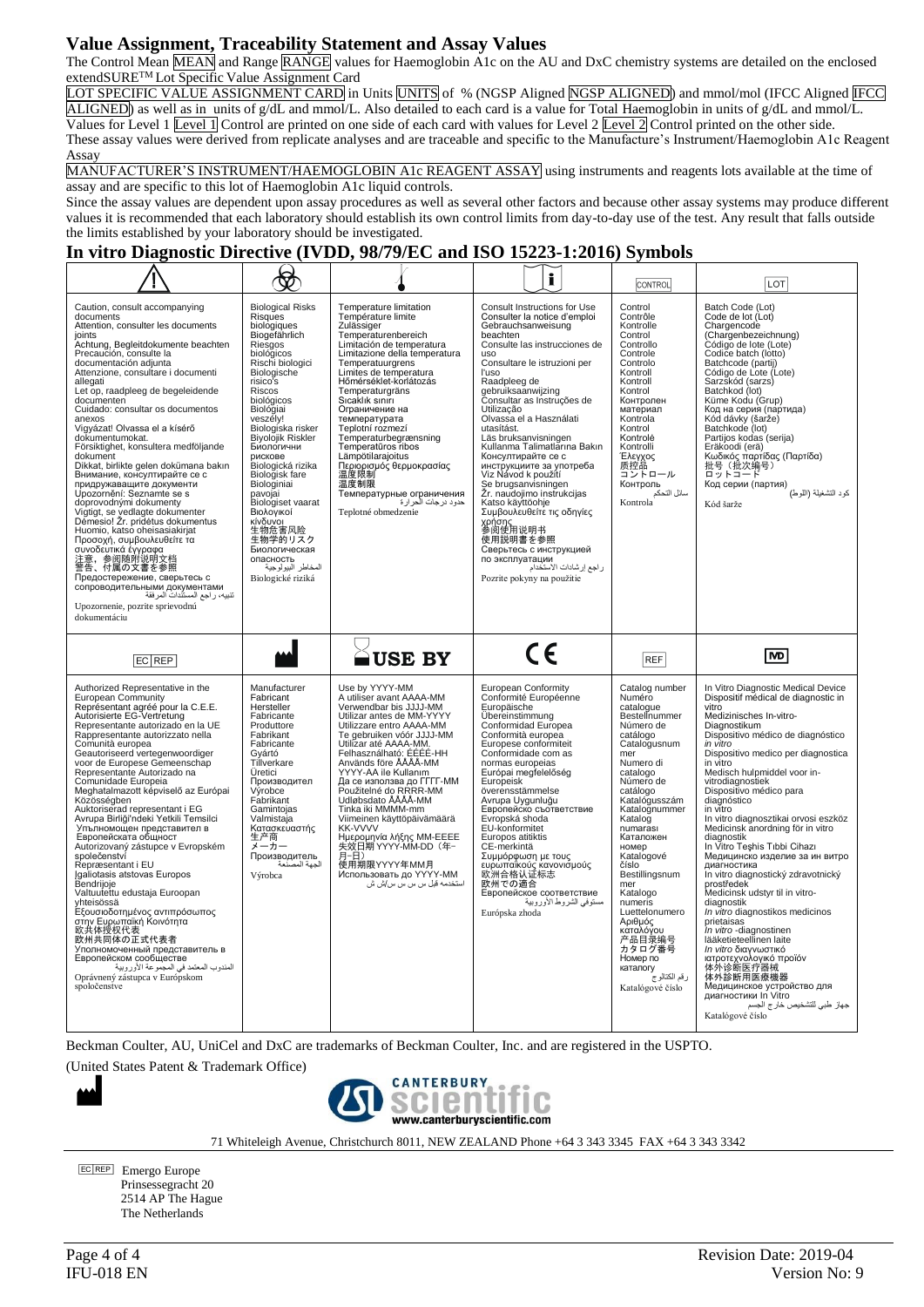## Value Assignment, Traceability Statement and Assay Values

The Control Mean MEAN and Range RANGE values for Haemoglobin A1c on the AU and DxC chemistry systems are detailed on the enclosed extendSURE™ Lot Specific Value Assignment Card

LOT SPECIFIC VALUE ASSIGNMENT CARD in Units UNITS of % (NGSP Aligned NGSP ALIGNED) and mmol/mol (IFCC Aligned IFCC ALIGNED) as well as in units of g/dL and mmol/L. Also detailed to each card is a value for Total Haemoglobin in units of g/dL and mmol/L.

Values for Level 1 Level 1 Control are printed on one side of each card with values for Level 2 Level 2 Control printed on the other side.

These assay values were derived from replicate analyses and are traceable and specific to the Manufacture's Instrument/Haemoglobin A1c Reagent Assay

MANUFACTURER'S INSTRUMENT/HAEMOGLOBIN A1c REAGENT ASSAY using instruments and reagents lots available at the time of assay and are specific to this lot of Haemoglobin A1c liquid controls.

Since the assay values are dependent upon assay procedures as well as several other factors and because other assay systems may produce different values it is recommended that each laboratory should establish its own control limits from day-to-day use of the test. Any result that falls outside the limits established by your laboratory should be investigated.

## In vitro Diagnostic Directive (IVDD, 98/79/EC and ISO 15223-1:2016) Symbols

| ⚠ | ☣ | 🌡 | i | CONTROL | LOT |
|---|---|---|---|---|---|
| Caution, consult accompanying documents<br>Attention, consulter les documents joints<br>Achtung, Begleitdokumente beachten<br>Precaución, consulte la documentación adjunta<br>Attenzione, consultare i documenti allegati<br>Let op, raadpleeg de begeleidende documenten<br>Cuidado: consultar os documentos anexos<br>Vigyázat! Olvassa el a kísérő dokumentumokat.<br>Försiktighet, konsultera medföljande dokument<br>Dikkat, birlikte gelen dokümana bakın<br>Внимание, консултирайте се с придружаващите документи<br>Upozornění: Seznamte se s doprovodnými dokumenty<br>Vigtigt, se vedlagte dokumenter<br>Dėmesio! Žr. pridėtus dokumentus<br>Huomio, katso oheisasiakirjat<br>Προσοχή, συμβουλευθείτε τα συνοδευτικά έγγραφα<br>注意，参阅随附说明文档<br>警告、付属の文書を参照<br>Предостережение, сверьтесь с сопроводительными документами<br>تنبيه، راجع المستندات المرفقة<br>Upozornenie, pozrite sprievodnú dokumentáciu | Biological Risks<br>Risques biologiques<br>Biogefährlich<br>Riesgos biológicos<br>Rischi biologici<br>Biologische risico's<br>Riscos biológicos<br>Biológiai veszély!<br>Biologiska risker<br>Biyolojik Riskler<br>Биологични рискове<br>Biologická rizika<br>Biologisk fare<br>Biologiniai pavojai<br>Biologiset vaarat<br>Βιολογικοί κίνδυνοι<br>生物危害风险<br>生物学的リスク<br>Биологическая опасность<br>المخاطر البيولوجية<br>Biologické riziká | Temperature limitation<br>Température limite<br>Zulässiger Temperaturenbereich<br>Limitación de temperatura<br>Limitazione della temperatura<br>Temperatuurgrens<br>Limites de temperatura<br>Hőmérséklet-korlátozás<br>Temperaturgräns<br>Sıcaklık sınırı<br>Ограничение на температурата<br>Teplotní rozmezí<br>Temperaturbegrænsning<br>Temperatūros ribos<br>Lämpötilarajoitus<br>Περιορισμός θερμοκρασίας<br>温度限制<br>温度制限<br>Температурные ограничения<br>حدود درجات الحرارة<br>Teplotné obmedzenie | Consult Instructions for Use<br>Consulter la notice d'emploi<br>Gebrauchsanweisung beachten<br>Consulte las instrucciones de uso<br>Consultare le istruzioni per l'uso<br>Raadpleeg de gebruiksaanwijzing<br>Consultar as Instruções de Utilização<br>Olvassa el a Használati utasítást.<br>Läs bruksanvisningen<br>Kullanma Talimatlarına Bakın<br>Консултирайте се с инструкциите за употреба<br>Viz Návod k použití<br>Se brugsanvisningen<br>Žr. naudojimo instrukcijas<br>Katso käyttöohje<br>Συμβουλευθείτε τις οδηγίες χρήσης<br>参阅使用说明书<br>使用説明書を参照<br>Сверьтесь с инструкцией по эксплуатации<br>راجع إرشادات الاستخدام<br>Pozrite pokyny na použitie | Control<br>Contrôle<br>Kontrolle<br>Control<br>Controllo<br>Controle<br>Controlo<br>Kontroll<br>Kontroll<br>Kontrol<br>Контролен материал<br>Kontrola<br>Kontrol<br>Kontrolė<br>Kontrolli<br>Έλεγχος<br>质控品<br>コントロール<br>Контроль<br>سائل التحكم<br>Kontrola | Batch Code (Lot)<br>Code de lot (Lot)<br>Chargencode (Chargenbezeichnung)<br>Código de lote (Lote)<br>Codice batch (lotto)<br>Batchcode (partij)<br>Código de Lote (Lote)<br>Sarzskód (sarzs)<br>Batchkod (lot)<br>Küme Kodu (Grup)<br>Код на серия (партида)<br>Kód dávky (šarže)<br>Batchkode (lot)<br>Partijos kodas (serija)<br>Eräkoodi (erä)<br>Κωδικός παρτίδας (Παρτίδα)<br>批号（批次编号）<br>ロットコード<br>Код серии (партия)<br>كود التشغيلة (اللوط)<br>Kód šarže |
| EC REP | 🏭 | ⌛ USE BY | CE | REF | IVD |
| Authorized Representative in the European Community<br>Représentant agréé pour la C.E.E.<br>Autorisierte EG-Vertretung<br>Representante autorizado en la UE<br>Rappresentante autorizzato nella Comunità europea<br>Geautoriseerd vertegenwoordiger voor de Europese Gemeenschap<br>Representante Autorizado na Comunidade Europeia<br>Meghatalmazott képviselő az Európai Közösségben<br>Auktoriserad representant i EG<br>Avrupa Birliği'ndeki Yetkili Temsilci<br>Упълномощен представител в Европейската общност<br>Autorizovaný zástupce v Evropském společenství<br>Repræsentant i EU<br>Įgaliotasis atstovas Europos Bendrijoje<br>Valtuutettu edustaja Euroopan yhteisössä<br>Εξουσιοδοτημένος αντιπρόσωπος στην Ευρωπαϊκή Κοινότητα<br>欧共体授权代表<br>欧州共同体の正式代表者<br>Уполномоченный представитель в Европейском сообществе<br>المندوب المعتمد في المجموعة الأوروبية<br>Oprávnený zástupca v Európskom spoločenstve | Manufacturer<br>Fabricant<br>Hersteller<br>Fabricante<br>Produttore<br>Fabrikant<br>Fabricante<br>Gyártó<br>Tillverkare<br>Üretici<br>Производител<br>Výrobce<br>Fabrikant<br>Gamintojas<br>Valmistaja<br>Κατασκευαστής<br>生产商<br>メーカー<br>Производитель<br>الجهة المصنعة<br>Výrobca | Use by YYYY-MM<br>A utiliser avant AAAA-MM<br>Verwendbar bis JJJJ-MM<br>Utilizar antes de MM-YYYY<br>Utilizzare entro AAAA-MM<br>Te gebruiken vóór JJJJ-MM<br>Utilizar até AAAA-MM.<br>Felhasználható: ÉÉÉÉ-HH<br>Används före ÅÅÅÅ-MM<br>YYYY-AA ile Kullanım<br>Да се използва до ГГГГ-ММ<br>Použitelné do RRRR-MM<br>Udløbsdato ÅÅÅÅ-MM<br>Tinka iki MMMM-mm<br>Viimeinen käyttöpäivämäärä KK-VVVV<br>Ημερομηνία λήξης MM-EEEE<br>失效日期 YYYY-MM-DD（年-月-日）<br>使用期限YYYY年MM月<br>Использовать до YYYY-MM<br>استخدمه قبل س س س س/ش ش | European Conformity<br>Conformité Européenne<br>Europäische Übereinstimmung<br>Conformidad Europea<br>Conformità europea<br>Europese conformiteit<br>Conformidade com as normas europeias<br>Európai megfelelőség<br>Europeisk överensstämmelse<br>Avrupa Uygunluğu<br>Европейско съответствие<br>Evropská shoda<br>EU-konformitet<br>Europos atitiktis<br>CE-merkintä<br>Συμμόρφωση με τους ευρωπαϊκούς κανονισμούς<br>欧洲合格认证标志<br>欧州での適合<br>Европейское соответствие<br>مستوفي الشروط الأوروبية<br>Európska zhoda | Catalog number<br>Numéro catalogue<br>Bestellnummer<br>Número de catálogo<br>Catalogusnummer<br>Numero di catalogo<br>Número de catálogo<br>Katalógusszám<br>Katalognummer<br>Katalog numarası<br>Каталожен номер<br>Katalogové číslo<br>Bestillingsnummer<br>Katalogo numeris<br>Luettelonumero<br>Αριθμός καταλόγου<br>产品目录编号<br>カタログ番号<br>Номер по каталогу<br>رقم الكتالوج<br>Katalógové číslo | In Vitro Diagnostic Medical Device<br>Dispositif médical de diagnostic in vitro<br>Medizinisches In-vitro-Diagnostikum<br>Dispositivo médico de diagnóstico *in vitro*<br>Dispositivo medico per diagnostica in vitro<br>Medisch hulpmiddel voor in-vitrodiagnostiek<br>Dispositivo médico para diagnóstico in vitro<br>In vitro diagnosztikai orvosi eszköz<br>Medicinsk anordning för in vitro diagnostik<br>In Vitro Teşhis Tıbbi Cihazı<br>Медицинско изделие за ин витро диагностика<br>In vitro diagnostický zdravotnický prostředek<br>Medicinsk udstyr til in vitro-diagnostik<br>*In vitro* diagnostikos medicinos prietaisas<br>*In vitro* -diagnostinen lääketieteellinen laite<br>*In vitro* διαγνωστικό ιατροτεχνολογικό προϊόν<br>体外诊断医疗器械<br>体外診断用医療機器<br>Медицинское устройство для диагностики In Vitro<br>جهاز طبي للتشخيص خارج الجسم<br>Katalógové číslo |

Beckman Coulter, AU, UniCel and DxC are trademarks of Beckman Coulter, Inc. and are registered in the USPTO.

(United States Patent & Trademark Office)

CANTERBURY scientific
www.canterburyscientific.com

71 Whiteleigh Avenue, Christchurch 8011, NEW ZEALAND Phone +64 3 343 3345 FAX +64 3 343 3342

EC REP Emergo Europe
Prinsessegracht 20
2514 AP The Hague
The Netherlands

IFU-018 EN

Revision Date: 2019-04

Version No: 9